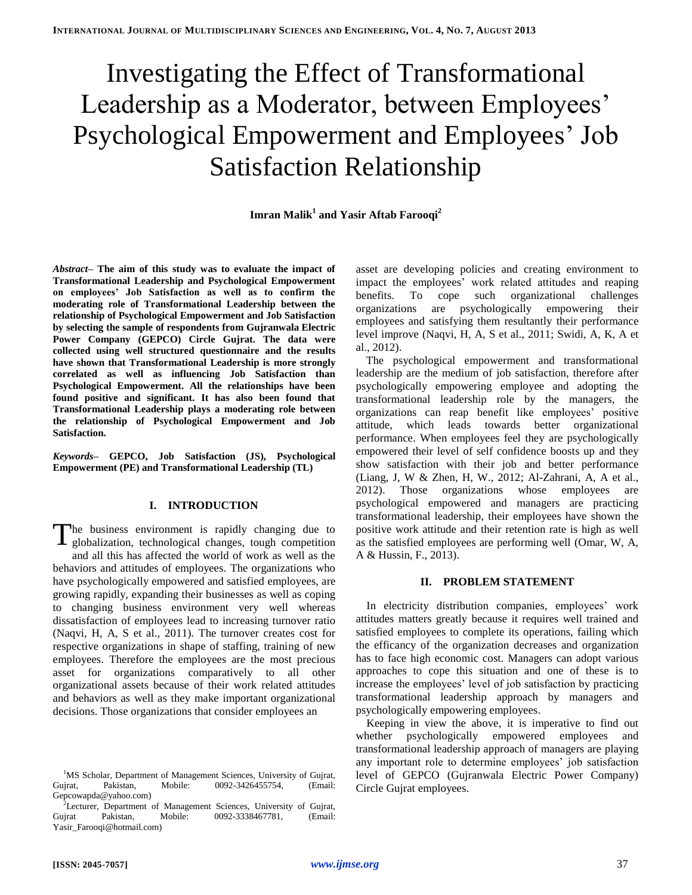# Investigating the Effect of Transformational Leadership as a Moderator, between Employees' Psychological Empowerment and Employees' Job Satisfaction Relationship

**Imran Malik[1] and Yasir Aftab Farooqi[2]**

***Abstract*– The aim of this study was to evaluate the impact of Transformational Leadership and Psychological Empowerment on employees' Job Satisfaction as well as to confirm the moderating role of Transformational Leadership between the relationship of Psychological Empowerment and Job Satisfaction by selecting the sample of respondents from Gujranwala Electric Power Company (GEPCO) Circle Gujrat. The data were collected using well structured questionnaire and the results have shown that Transformational Leadership is more strongly correlated as well as influencing Job Satisfaction than Psychological Empowerment. All the relationships have been found positive and significant. It has also been found that Transformational Leadership plays a moderating role between the relationship of Psychological Empowerment and Job Satisfaction.**

***Keywords*– GEPCO, Job Satisfaction (JS), Psychological Empowerment (PE) and Transformational Leadership (TL)**

## I. INTRODUCTION

The business environment is rapidly changing due to globalization, technological changes, tough competition and all this has affected the world of work as well as the behaviors and attitudes of employees. The organizations who have psychologically empowered and satisfied employees, are growing rapidly, expanding their businesses as well as coping to changing business environment very well whereas dissatisfaction of employees lead to increasing turnover ratio (Naqvi, H, A, S et al., 2011). The turnover creates cost for respective organizations in shape of staffing, training of new employees. Therefore the employees are the most precious asset for organizations comparatively to all other organizational assets because of their work related attitudes and behaviors as well as they make important organizational decisions. Those organizations that consider employees an asset are developing policies and creating environment to impact the employees' work related attitudes and reaping benefits. To cope such organizational challenges organizations are psychologically empowering their employees and satisfying them resultantly their performance level improve (Naqvi, H, A, S et al., 2011; Swidi, A, K, A et al., 2012).

The psychological empowerment and transformational leadership are the medium of job satisfaction, therefore after psychologically empowering employee and adopting the transformational leadership role by the managers, the organizations can reap benefit like employees' positive attitude, which leads towards better organizational performance. When employees feel they are psychologically empowered their level of self confidence boosts up and they show satisfaction with their job and better performance (Liang, J, W & Zhen, H, W., 2012; Al-Zahrani, A, A et al., 2012). Those organizations whose employees are psychological empowered and managers are practicing transformational leadership, their employees have shown the positive work attitude and their retention rate is high as well as the satisfied employees are performing well (Omar, W, A, A & Hussin, F., 2013).

## II. PROBLEM STATEMENT

In electricity distribution companies, employees' work attitudes matters greatly because it requires well trained and satisfied employees to complete its operations, failing which the efficancy of the organization decreases and organization has to face high economic cost. Managers can adopt various approaches to cope this situation and one of these is to increase the employees' level of job satisfaction by practicing transformational leadership approach by managers and psychologically empowering employees.

Keeping in view the above, it is imperative to find out whether psychologically empowered employees and transformational leadership approach of managers are playing any important role to determine employees' job satisfaction level of GEPCO (Gujranwala Electric Power Company) Circle Gujrat employees.

---

[1]MS Scholar, Department of Management Sciences, University of Gujrat, Gujrat, Pakistan, Mobile: 0092-3426455754, (Email: Gepcowapda@yahoo.com)

[2]Lecturer, Department of Management Sciences, University of Gujrat, Gujrat Pakistan, Mobile: 0092-3338467781, (Email: Yasir_Farooqi@hotmail.com)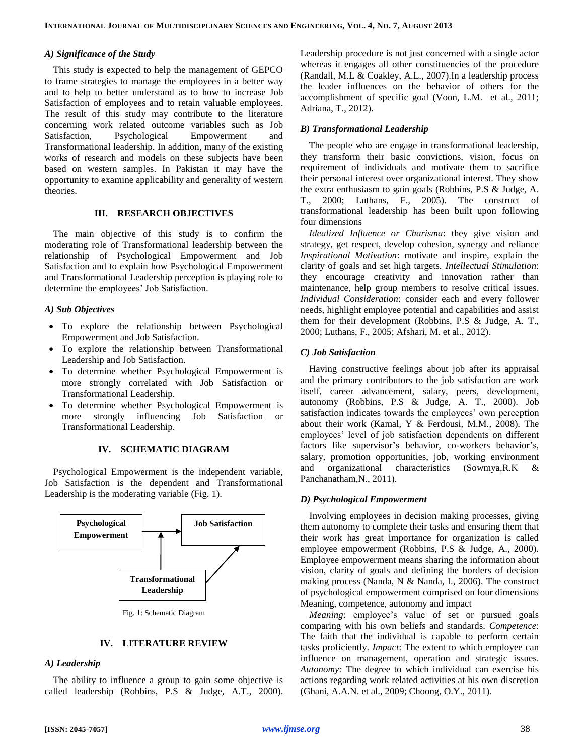### A) Significance of the Study

This study is expected to help the management of GEPCO to frame strategies to manage the employees in a better way and to help to better understand as to how to increase Job Satisfaction of employees and to retain valuable employees. The result of this study may contribute to the literature concerning work related outcome variables such as Job Satisfaction, Psychological Empowerment and Transformational leadership. In addition, many of the existing works of research and models on these subjects have been based on western samples. In Pakistan it may have the opportunity to examine applicability and generality of western theories.

## III. RESEARCH OBJECTIVES

The main objective of this study is to confirm the moderating role of Transformational leadership between the relationship of Psychological Empowerment and Job Satisfaction and to explain how Psychological Empowerment and Transformational Leadership perception is playing role to determine the employees' Job Satisfaction.

### A) Sub Objectives

- To explore the relationship between Psychological Empowerment and Job Satisfaction.
- To explore the relationship between Transformational Leadership and Job Satisfaction.
- To determine whether Psychological Empowerment is more strongly correlated with Job Satisfaction or Transformational Leadership.
- To determine whether Psychological Empowerment is more strongly influencing Job Satisfaction or Transformational Leadership.

## IV. SCHEMATIC DIAGRAM

Psychological Empowerment is the independent variable, Job Satisfaction is the dependent and Transformational Leadership is the moderating variable (Fig. 1).

Psychological Empowerment → Job Satisfaction; Transformational Leadership → (Psychological Empowerment → Job Satisfaction); Transformational Leadership → Job Satisfaction

Fig. 1: Schematic Diagram

## IV. LITERATURE REVIEW

### A) Leadership

The ability to influence a group to gain some objective is called leadership (Robbins, P.S & Judge, A.T., 2000). Leadership procedure is not just concerned with a single actor whereas it engages all other constituencies of the procedure (Randall, M.L & Coakley, A.L., 2007).In a leadership process the leader influences on the behavior of others for the accomplishment of specific goal (Voon, L.M. et al., 2011; Adriana, T., 2012).

### B) Transformational Leadership

The people who are engage in transformational leadership, they transform their basic convictions, vision, focus on requirement of individuals and motivate them to sacrifice their personal interest over organizational interest. They show the extra enthusiasm to gain goals (Robbins, P.S & Judge, A. T., 2000; Luthans, F., 2005). The construct of transformational leadership has been built upon following four dimensions

*Idealized Influence or Charisma*: they give vision and strategy, get respect, develop cohesion, synergy and reliance *Inspirational Motivation*: motivate and inspire, explain the clarity of goals and set high targets. *Intellectual Stimulation*: they encourage creativity and innovation rather than maintenance, help group members to resolve critical issues. *Individual Consideration*: consider each and every follower needs, highlight employee potential and capabilities and assist them for their development (Robbins, P.S & Judge, A. T., 2000; Luthans, F., 2005; Afshari, M. et al., 2012).

### C) Job Satisfaction

Having constructive feelings about job after its appraisal and the primary contributors to the job satisfaction are work itself, career advancement, salary, peers, development, autonomy (Robbins, P.S & Judge, A. T., 2000). Job satisfaction indicates towards the employees' own perception about their work (Kamal, Y & Ferdousi, M.M., 2008). The employees' level of job satisfaction dependents on different factors like supervisor's behavior, co-workers behavior's, salary, promotion opportunities, job, working environment and organizational characteristics (Sowmya,R.K & Panchanatham,N., 2011).

### D) Psychological Empowerment

Involving employees in decision making processes, giving them autonomy to complete their tasks and ensuring them that their work has great importance for organization is called employee empowerment (Robbins, P.S & Judge, A., 2000). Employee empowerment means sharing the information about vision, clarity of goals and defining the borders of decision making process (Nanda, N & Nanda, I., 2006). The construct of psychological empowerment comprised on four dimensions Meaning, competence, autonomy and impact

*Meaning*: employee's value of set or pursued goals comparing with his own beliefs and standards. *Competence*: The faith that the individual is capable to perform certain tasks proficiently. *Impact*: The extent to which employee can influence on management, operation and strategic issues. *Autonomy:* The degree to which individual can exercise his actions regarding work related activities at his own discretion (Ghani, A.A.N. et al., 2009; Choong, O.Y., 2011).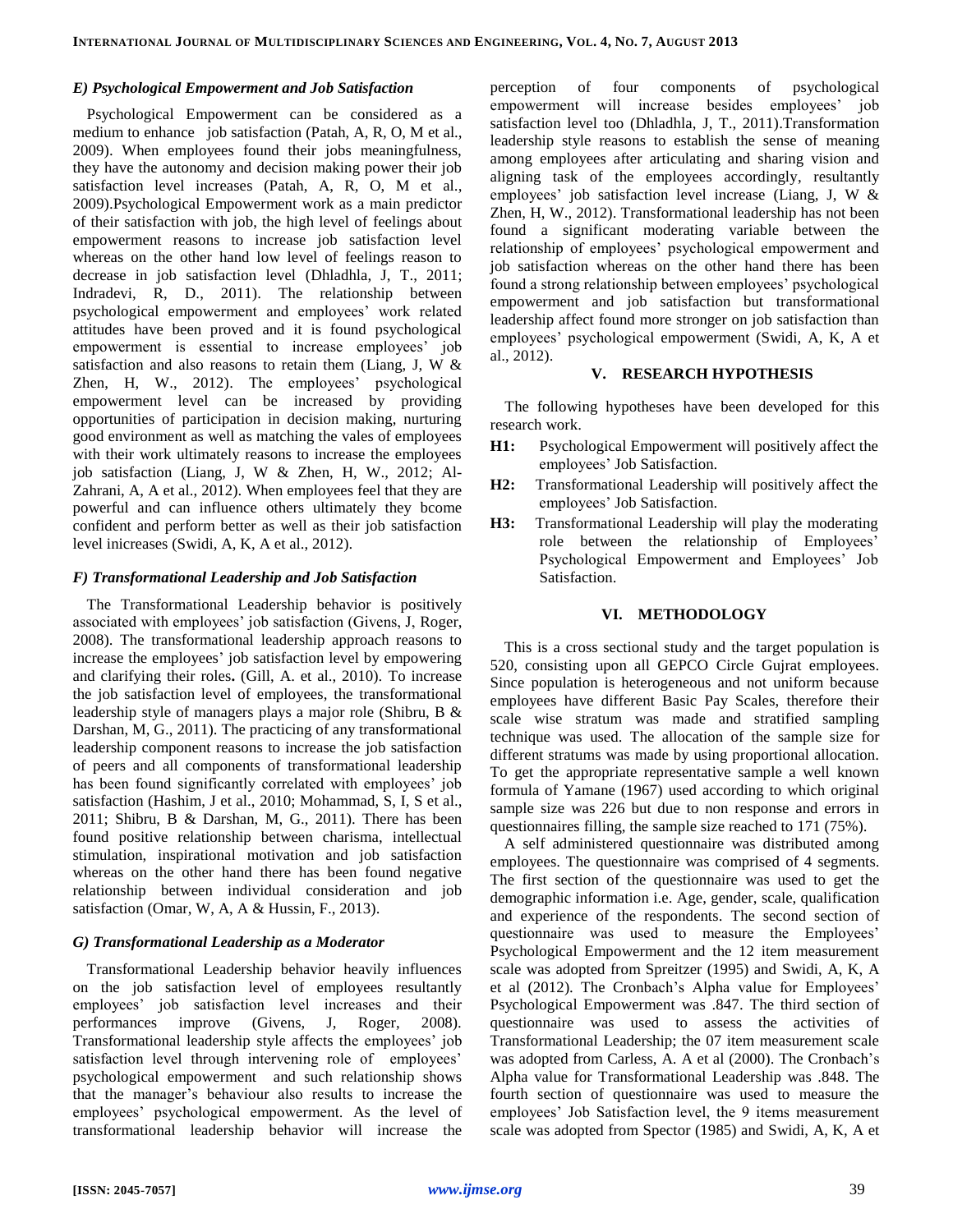### *E) Psychological Empowerment and Job Satisfaction*

Psychological Empowerment can be considered as a medium to enhance job satisfaction (Patah, A, R, O, M et al., 2009). When employees found their jobs meaningfulness, they have the autonomy and decision making power their job satisfaction level increases (Patah, A, R, O, M et al., 2009).Psychological Empowerment work as a main predictor of their satisfaction with job, the high level of feelings about empowerment reasons to increase job satisfaction level whereas on the other hand low level of feelings reason to decrease in job satisfaction level (Dhladhla, J, T., 2011; Indradevi, R, D., 2011). The relationship between psychological empowerment and employees' work related attitudes have been proved and it is found psychological empowerment is essential to increase employees' job satisfaction and also reasons to retain them (Liang, J, W & Zhen, H, W., 2012). The employees' psychological empowerment level can be increased by providing opportunities of participation in decision making, nurturing good environment as well as matching the vales of employees with their work ultimately reasons to increase the employees job satisfaction (Liang, J, W & Zhen, H, W., 2012; Al-Zahrani, A, A et al., 2012). When employees feel that they are powerful and can influence others ultimately they bcome confident and perform better as well as their job satisfaction level inicreases (Swidi, A, K, A et al., 2012).

### *F) Transformational Leadership and Job Satisfaction*

The Transformational Leadership behavior is positively associated with employees' job satisfaction (Givens, J, Roger, 2008). The transformational leadership approach reasons to increase the employees' job satisfaction level by empowering and clarifying their roles**.** (Gill, A. et al., 2010). To increase the job satisfaction level of employees, the transformational leadership style of managers plays a major role (Shibru, B & Darshan, M, G., 2011). The practicing of any transformational leadership component reasons to increase the job satisfaction of peers and all components of transformational leadership has been found significantly correlated with employees' job satisfaction (Hashim, J et al., 2010; Mohammad, S, I, S et al., 2011; Shibru, B & Darshan, M, G., 2011). There has been found positive relationship between charisma, intellectual stimulation, inspirational motivation and job satisfaction whereas on the other hand there has been found negative relationship between individual consideration and job satisfaction (Omar, W, A, A & Hussin, F., 2013).

### *G) Transformational Leadership as a Moderator*

Transformational Leadership behavior heavily influences on the job satisfaction level of employees resultantly employees' job satisfaction level increases and their performances improve (Givens, J, Roger, 2008). Transformational leadership style affects the employees' job satisfaction level through intervening role of employees' psychological empowerment and such relationship shows that the manager's behaviour also results to increase the employees' psychological empowerment. As the level of transformational leadership behavior will increase the perception of four components of psychological empowerment will increase besides employees' job satisfaction level too (Dhladhla, J, T., 2011).Transformation leadership style reasons to establish the sense of meaning among employees after articulating and sharing vision and aligning task of the employees accordingly, resultantly employees' job satisfaction level increase (Liang, J, W & Zhen, H, W., 2012). Transformational leadership has not been found a significant moderating variable between the relationship of employees' psychological empowerment and job satisfaction whereas on the other hand there has been found a strong relationship between employees' psychological empowerment and job satisfaction but transformational leadership affect found more stronger on job satisfaction than employees' psychological empowerment (Swidi, A, K, A et al., 2012).

## V. RESEARCH HYPOTHESIS

The following hypotheses have been developed for this research work.

**H1:** Psychological Empowerment will positively affect the employees' Job Satisfaction.

**H2:** Transformational Leadership will positively affect the employees' Job Satisfaction.

**H3:** Transformational Leadership will play the moderating role between the relationship of Employees' Psychological Empowerment and Employees' Job Satisfaction.

## VI. METHODOLOGY

This is a cross sectional study and the target population is 520, consisting upon all GEPCO Circle Gujrat employees. Since population is heterogeneous and not uniform because employees have different Basic Pay Scales, therefore their scale wise stratum was made and stratified sampling technique was used. The allocation of the sample size for different stratums was made by using proportional allocation. To get the appropriate representative sample a well known formula of Yamane (1967) used according to which original sample size was 226 but due to non response and errors in questionnaires filling, the sample size reached to 171 (75%).

A self administered questionnaire was distributed among employees. The questionnaire was comprised of 4 segments. The first section of the questionnaire was used to get the demographic information i.e. Age, gender, scale, qualification and experience of the respondents. The second section of questionnaire was used to measure the Employees' Psychological Empowerment and the 12 item measurement scale was adopted from Spreitzer (1995) and Swidi, A, K, A et al (2012). The Cronbach's Alpha value for Employees' Psychological Empowerment was .847. The third section of questionnaire was used to assess the activities of Transformational Leadership; the 07 item measurement scale was adopted from Carless, A. A et al (2000). The Cronbach's Alpha value for Transformational Leadership was .848. The fourth section of questionnaire was used to measure the employees' Job Satisfaction level, the 9 items measurement scale was adopted from Spector (1985) and Swidi, A, K, A et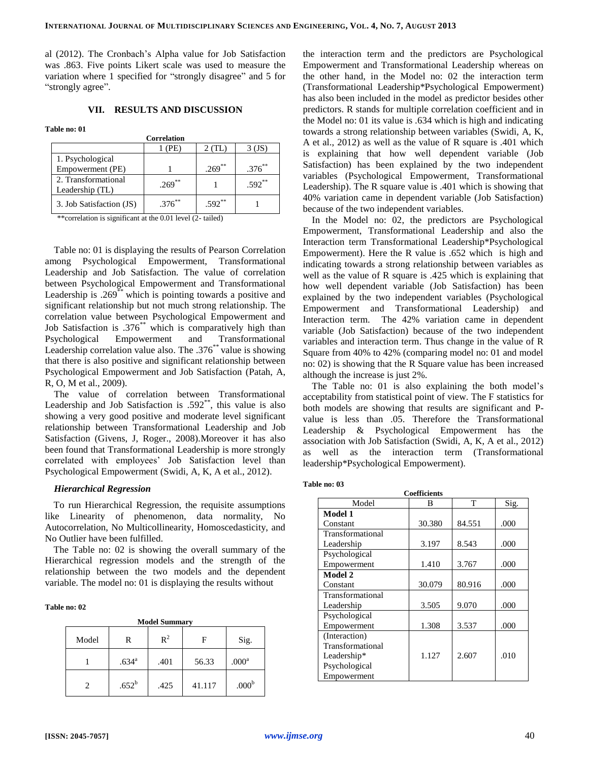al (2012). The Cronbach's Alpha value for Job Satisfaction was .863. Five points Likert scale was used to measure the variation where 1 specified for "strongly disagree" and 5 for "strongly agree".

## VII. RESULTS AND DISCUSSION

**Table no: 01**

**Correlation**

| | 1 (PE) | 2 (TL) | 3 (JS) |
|---|---|---|---|
| 1. Psychological Empowerment (PE) | 1 | .269** | .376** |
| 2. Transformational Leadership (TL) | .269** | 1 | .592** |
| 3. Job Satisfaction (JS) | .376** | .592** | 1 |

**correlation is significant at the 0.01 level (2- tailed)

Table no: 01 is displaying the results of Pearson Correlation among Psychological Empowerment, Transformational Leadership and Job Satisfaction. The value of correlation between Psychological Empowerment and Transformational Leadership is .269** which is pointing towards a positive and significant relationship but not much strong relationship. The correlation value between Psychological Empowerment and Job Satisfaction is .376** which is comparatively high than Psychological Empowerment and Transformational Leadership correlation value also. The .376** value is showing that there is also positive and significant relationship between Psychological Empowerment and Job Satisfaction (Patah, A, R, O, M et al., 2009).

The value of correlation between Transformational Leadership and Job Satisfaction is .592**, this value is also showing a very good positive and moderate level significant relationship between Transformational Leadership and Job Satisfaction (Givens, J, Roger., 2008).Moreover it has also been found that Transformational Leadership is more strongly correlated with employees' Job Satisfaction level than Psychological Empowerment (Swidi, A, K, A et al., 2012).

### *Hierarchical Regression*

To run Hierarchical Regression, the requisite assumptions like Linearity of phenomenon, data normality, No Autocorrelation, No Multicollinearity, Homoscedasticity, and No Outlier have been fulfilled.

The Table no: 02 is showing the overall summary of the Hierarchical regression models and the strength of the relationship between the two models and the dependent variable. The model no: 01 is displaying the results without the interaction term and the predictors are Psychological Empowerment and Transformational Leadership whereas on the other hand, in the Model no: 02 the interaction term (Transformational Leadership*Psychological Empowerment) has also been included in the model as predictor besides other predictors. R stands for multiple correlation coefficient and in the Model no: 01 its value is .634 which is high and indicating towards a strong relationship between variables (Swidi, A, K, A et al., 2012) as well as the value of R square is .401 which is explaining that how well dependent variable (Job Satisfaction) has been explained by the two independent variables (Psychological Empowerment, Transformational Leadership). The R square value is .401 which is showing that 40% variation came in dependent variable (Job Satisfaction) because of the two independent variables.

In the Model no: 02, the predictors are Psychological Empowerment, Transformational Leadership and also the Interaction term Transformational Leadership*Psychological Empowerment). Here the R value is .652 which is high and indicating towards a strong relationship between variables as well as the value of R square is .425 which is explaining that how well dependent variable (Job Satisfaction) has been explained by the two independent variables (Psychological Empowerment and Transformational Leadership) and Interaction term. The 42% variation came in dependent variable (Job Satisfaction) because of the two independent variables and interaction term. Thus change in the value of R Square from 40% to 42% (comparing model no: 01 and model no: 02) is showing that the R Square value has been increased although the increase is just 2%.

The Table no: 01 is also explaining the both model's acceptability from statistical point of view. The F statistics for both models are showing that results are significant and P-value is less than .05. Therefore the Transformational Leadership & Psychological Empowerment has the association with Job Satisfaction (Swidi, A, K, A et al., 2012) as well as the interaction term (Transformational leadership*Psychological Empowerment).

**Table no: 02**

**Model Summary**

| Model | R | $R^2$ | F | Sig. |
|---|---|---|---|---|
| 1 | .634[a] | .401 | 56.33 | .000[a] |
| 2 | .652[b] | .425 | 41.117 | .000[b] |

**Table no: 03**

**Coefficients**

| Model | B | T | Sig. |
|---|---|---|---|
| **Model 1** Constant | 30.380 | 84.551 | .000 |
| Transformational Leadership | 3.197 | 8.543 | .000 |
| Psychological Empowerment | 1.410 | 3.767 | .000 |
| **Model 2** Constant | 30.079 | 80.916 | .000 |
| Transformational Leadership | 3.505 | 9.070 | .000 |
| Psychological Empowerment | 1.308 | 3.537 | .000 |
| (Interaction) Transformational Leadership* Psychological Empowerment | 1.127 | 2.607 | .010 |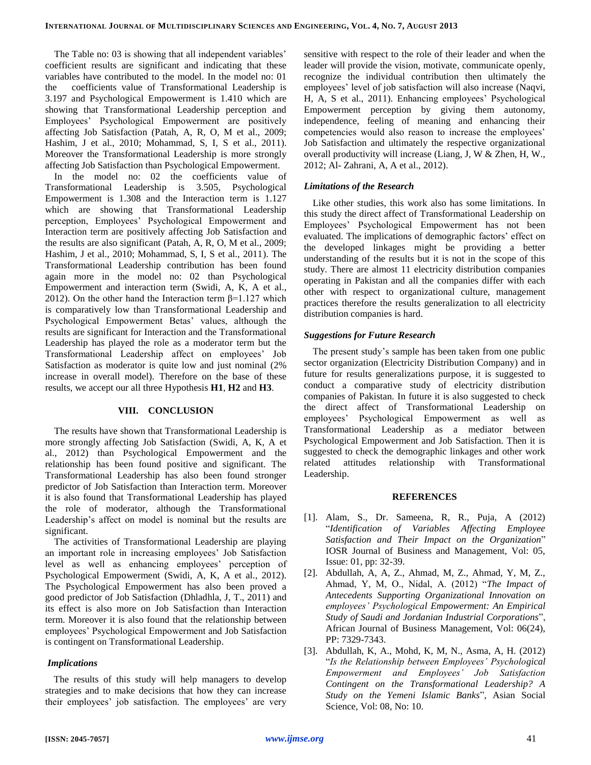The Table no: 03 is showing that all independent variables' coefficient results are significant and indicating that these variables have contributed to the model. In the model no: 01 the coefficients value of Transformational Leadership is 3.197 and Psychological Empowerment is 1.410 which are showing that Transformational Leadership perception and Employees' Psychological Empowerment are positively affecting Job Satisfaction (Patah, A, R, O, M et al., 2009; Hashim, J et al., 2010; Mohammad, S, I, S et al., 2011). Moreover the Transformational Leadership is more strongly affecting Job Satisfaction than Psychological Empowerment.

In the model no: 02 the coefficients value of Transformational Leadership is 3.505, Psychological Empowerment is 1.308 and the Interaction term is 1.127 which are showing that Transformational Leadership perception, Employees' Psychological Empowerment and Interaction term are positively affecting Job Satisfaction and the results are also significant (Patah, A, R, O, M et al., 2009; Hashim, J et al., 2010; Mohammad, S, I, S et al., 2011). The Transformational Leadership contribution has been found again more in the model no: 02 than Psychological Empowerment and interaction term (Swidi, A, K, A et al., 2012). On the other hand the Interaction term $\beta$=1.127 which is comparatively low than Transformational Leadership and Psychological Empowerment Betas' values, although the results are significant for Interaction and the Transformational Leadership has played the role as a moderator term but the Transformational Leadership affect on employees' Job Satisfaction as moderator is quite low and just nominal (2% increase in overall model). Therefore on the base of these results, we accept our all three Hypothesis **H1**, **H2** and **H3**.

## VIII. CONCLUSION

The results have shown that Transformational Leadership is more strongly affecting Job Satisfaction (Swidi, A, K, A et al., 2012) than Psychological Empowerment and the relationship has been found positive and significant. The Transformational Leadership has also been found stronger predictor of Job Satisfaction than Interaction term. Moreover it is also found that Transformational Leadership has played the role of moderator, although the Transformational Leadership's affect on model is nominal but the results are significant.

The activities of Transformational Leadership are playing an important role in increasing employees' Job Satisfaction level as well as enhancing employees' perception of Psychological Empowerment (Swidi, A, K, A et al., 2012). The Psychological Empowerment has also been proved a good predictor of Job Satisfaction (Dhladhla, J, T., 2011) and its effect is also more on Job Satisfaction than Interaction term. Moreover it is also found that the relationship between employees' Psychological Empowerment and Job Satisfaction is contingent on Transformational Leadership.

### *Implications*

The results of this study will help managers to develop strategies and to make decisions that how they can increase their employees' job satisfaction. The employees' are very sensitive with respect to the role of their leader and when the leader will provide the vision, motivate, communicate openly, recognize the individual contribution then ultimately the employees' level of job satisfaction will also increase (Naqvi, H, A, S et al., 2011). Enhancing employees' Psychological Empowerment perception by giving them autonomy, independence, feeling of meaning and enhancing their competencies would also reason to increase the employees' Job Satisfaction and ultimately the respective organizational overall productivity will increase (Liang, J, W & Zhen, H, W., 2012; Al- Zahrani, A, A et al., 2012).

### *Limitations of the Research*

Like other studies, this work also has some limitations. In this study the direct affect of Transformational Leadership on Employees' Psychological Empowerment has not been evaluated. The implications of demographic factors' effect on the developed linkages might be providing a better understanding of the results but it is not in the scope of this study. There are almost 11 electricity distribution companies operating in Pakistan and all the companies differ with each other with respect to organizational culture, management practices therefore the results generalization to all electricity distribution companies is hard.

### *Suggestions for Future Research*

The present study's sample has been taken from one public sector organization (Electricity Distribution Company) and in future for results generalizations purpose, it is suggested to conduct a comparative study of electricity distribution companies of Pakistan. In future it is also suggested to check the direct affect of Transformational Leadership on employees' Psychological Empowerment as well as Transformational Leadership as a mediator between Psychological Empowerment and Job Satisfaction. Then it is suggested to check the demographic linkages and other work related attitudes relationship with Transformational Leadership.

## REFERENCES

[1]. Alam, S., Dr. Sameena, R, R., Puja, A (2012) "*Identification of Variables Affecting Employee Satisfaction and Their Impact on the Organization*" IOSR Journal of Business and Management, Vol: 05, Issue: 01, pp: 32-39.

[2]. Abdullah, A, A, Z., Ahmad, M, Z., Ahmad, Y, M, Z., Ahmad, Y, M, O., Nidal, A. (2012) "*The Impact of Antecedents Supporting Organizational Innovation on employees' Psychological Empowerment: An Empirical Study of Saudi and Jordanian Industrial Corporations*", African Journal of Business Management, Vol: 06(24), PP: 7329-7343.

[3]. Abdullah, K, A., Mohd, K, M, N., Asma, A, H. (2012) "*Is the Relationship between Employees' Psychological Empowerment and Employees' Job Satisfaction Contingent on the Transformational Leadership? A Study on the Yemeni Islamic Banks*", Asian Social Science, Vol: 08, No: 10.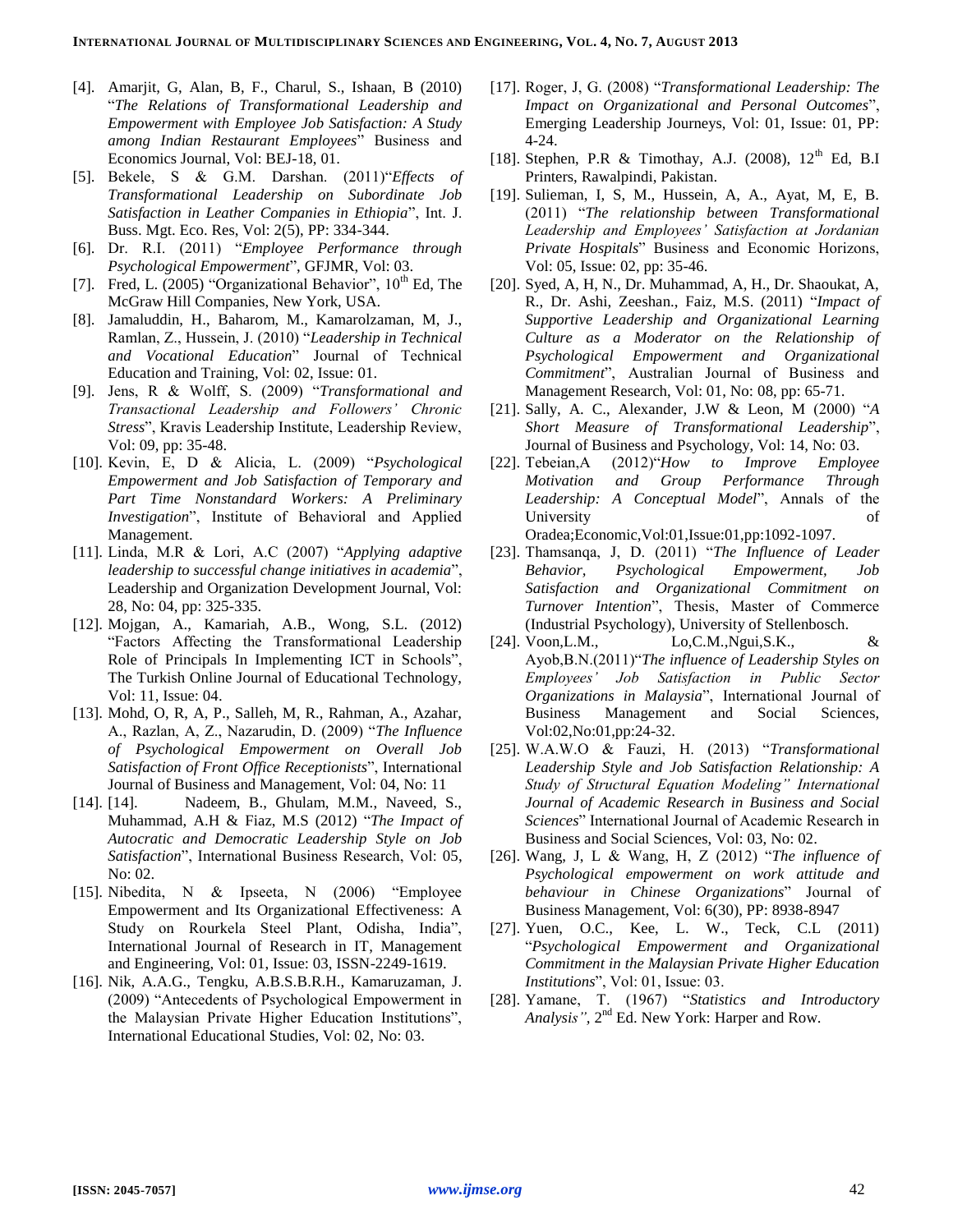[4]. Amarjit, G, Alan, B, F., Charul, S., Ishaan, B (2010) "*The Relations of Transformational Leadership and Empowerment with Employee Job Satisfaction: A Study among Indian Restaurant Employees*" Business and Economics Journal, Vol: BEJ-18, 01.

[5]. Bekele, S & G.M. Darshan. (2011)"*Effects of Transformational Leadership on Subordinate Job Satisfaction in Leather Companies in Ethiopia*", Int. J. Buss. Mgt. Eco. Res, Vol: 2(5), PP: 334-344.

[6]. Dr. R.I. (2011) "*Employee Performance through Psychological Empowerment*", GFJMR, Vol: 03.

[7]. Fred, L. (2005) "Organizational Behavior", 10th Ed, The McGraw Hill Companies, New York, USA.

[8]. Jamaluddin, H., Baharom, M., Kamarolzaman, M, J., Ramlan, Z., Hussein, J. (2010) "*Leadership in Technical and Vocational Education*" Journal of Technical Education and Training, Vol: 02, Issue: 01.

[9]. Jens, R & Wolff, S. (2009) "*Transformational and Transactional Leadership and Followers' Chronic Stress*", Kravis Leadership Institute, Leadership Review, Vol: 09, pp: 35-48.

[10]. Kevin, E, D & Alicia, L. (2009) "*Psychological Empowerment and Job Satisfaction of Temporary and Part Time Nonstandard Workers: A Preliminary Investigation*", Institute of Behavioral and Applied Management.

[11]. Linda, M.R & Lori, A.C (2007) "*Applying adaptive leadership to successful change initiatives in academia*", Leadership and Organization Development Journal, Vol: 28, No: 04, pp: 325-335.

[12]. Mojgan, A., Kamariah, A.B., Wong, S.L. (2012) "Factors Affecting the Transformational Leadership Role of Principals In Implementing ICT in Schools", The Turkish Online Journal of Educational Technology, Vol: 11, Issue: 04.

[13]. Mohd, O, R, A, P., Salleh, M, R., Rahman, A., Azahar, A., Razlan, A, Z., Nazarudin, D. (2009) "*The Influence of Psychological Empowerment on Overall Job Satisfaction of Front Office Receptionists*", International Journal of Business and Management, Vol: 04, No: 11

[14]. [14]. Nadeem, B., Ghulam, M.M., Naveed, S., Muhammad, A.H & Fiaz, M.S (2012) "*The Impact of Autocratic and Democratic Leadership Style on Job Satisfaction*", International Business Research, Vol: 05, No: 02.

[15]. Nibedita, N & Ipseeta, N (2006) "Employee Empowerment and Its Organizational Effectiveness: A Study on Rourkela Steel Plant, Odisha, India", International Journal of Research in IT, Management and Engineering, Vol: 01, Issue: 03, ISSN-2249-1619.

[16]. Nik, A.A.G., Tengku, A.B.S.B.R.H., Kamaruzaman, J. (2009) "Antecedents of Psychological Empowerment in the Malaysian Private Higher Education Institutions", International Educational Studies, Vol: 02, No: 03.

[17]. Roger, J, G. (2008) "*Transformational Leadership: The Impact on Organizational and Personal Outcomes*", Emerging Leadership Journeys, Vol: 01, Issue: 01, PP: 4-24.

[18]. Stephen, P.R & Timothay, A.J. (2008), 12th Ed, B.I Printers, Rawalpindi, Pakistan.

[19]. Sulieman, I, S, M., Hussein, A, A., Ayat, M, E, B. (2011) "*The relationship between Transformational Leadership and Employees' Satisfaction at Jordanian Private Hospitals*" Business and Economic Horizons, Vol: 05, Issue: 02, pp: 35-46.

[20]. Syed, A, H, N., Dr. Muhammad, A, H., Dr. Shaoukat, A, R., Dr. Ashi, Zeeshan., Faiz, M.S. (2011) "*Impact of Supportive Leadership and Organizational Learning Culture as a Moderator on the Relationship of Psychological Empowerment and Organizational Commitment*", Australian Journal of Business and Management Research, Vol: 01, No: 08, pp: 65-71.

[21]. Sally, A. C., Alexander, J.W & Leon, M (2000) "*A Short Measure of Transformational Leadership*", Journal of Business and Psychology, Vol: 14, No: 03.

[22]. Tebeian,A (2012)"*How to Improve Employee Motivation and Group Performance Through Leadership: A Conceptual Model*", Annals of the University of Oradea;Economic,Vol:01,Issue:01,pp:1092-1097.

[23]. Thamsanqa, J, D. (2011) "*The Influence of Leader Behavior, Psychological Empowerment, Job Satisfaction and Organizational Commitment on Turnover Intention*", Thesis, Master of Commerce (Industrial Psychology), University of Stellenbosch.

[24]. Voon,L.M., Lo,C.M.,Ngui,S.K., & Ayob,B.N.(2011)"*The influence of Leadership Styles on Employees' Job Satisfaction in Public Sector Organizations in Malaysia*", International Journal of Business Management and Social Sciences, Vol:02,No:01,pp:24-32.

[25]. W.A.W.O & Fauzi, H. (2013) "*Transformational Leadership Style and Job Satisfaction Relationship: A Study of Structural Equation Modeling" International Journal of Academic Research in Business and Social Sciences*" International Journal of Academic Research in Business and Social Sciences, Vol: 03, No: 02.

[26]. Wang, J, L & Wang, H, Z (2012) "*The influence of Psychological empowerment on work attitude and behaviour in Chinese Organizations*" Journal of Business Management, Vol: 6(30), PP: 8938-8947

[27]. Yuen, O.C., Kee, L. W., Teck, C.L (2011) "*Psychological Empowerment and Organizational Commitment in the Malaysian Private Higher Education Institutions*", Vol: 01, Issue: 03.

[28]. Yamane, T. (1967) "*Statistics and Introductory Analysis"*, 2nd Ed. New York: Harper and Row.